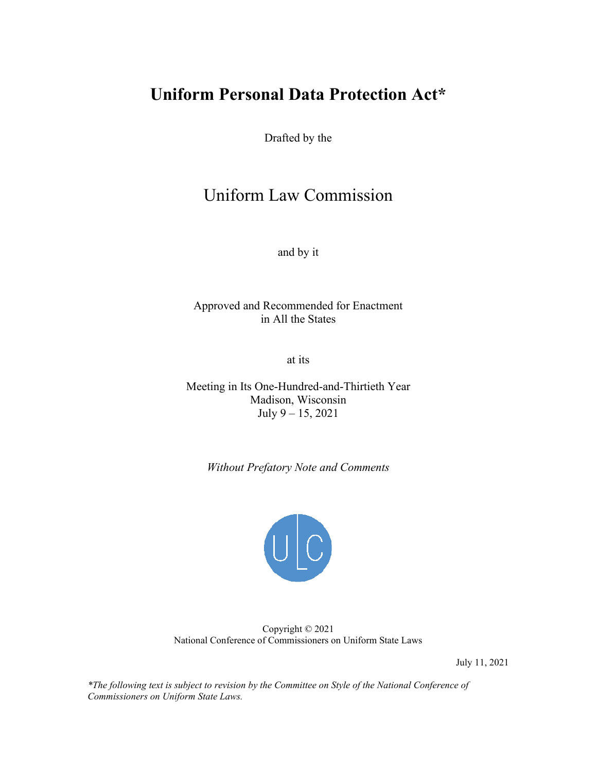# Uniform Personal Data Protection Act*

Drafted by the

## Uniform Law Commission

and by it

Approved and Recommended for Enactment
in All the States

at its

Meeting in Its One-Hundred-and-Thirtieth Year
Madison, Wisconsin
July 9 – 15, 2021

*Without Prefatory Note and Comments*

Copyright © 2021
National Conference of Commissioners on Uniform State Laws

July 11, 2021

**The following text is subject to revision by the Committee on Style of the National Conference of Commissioners on Uniform State Laws.*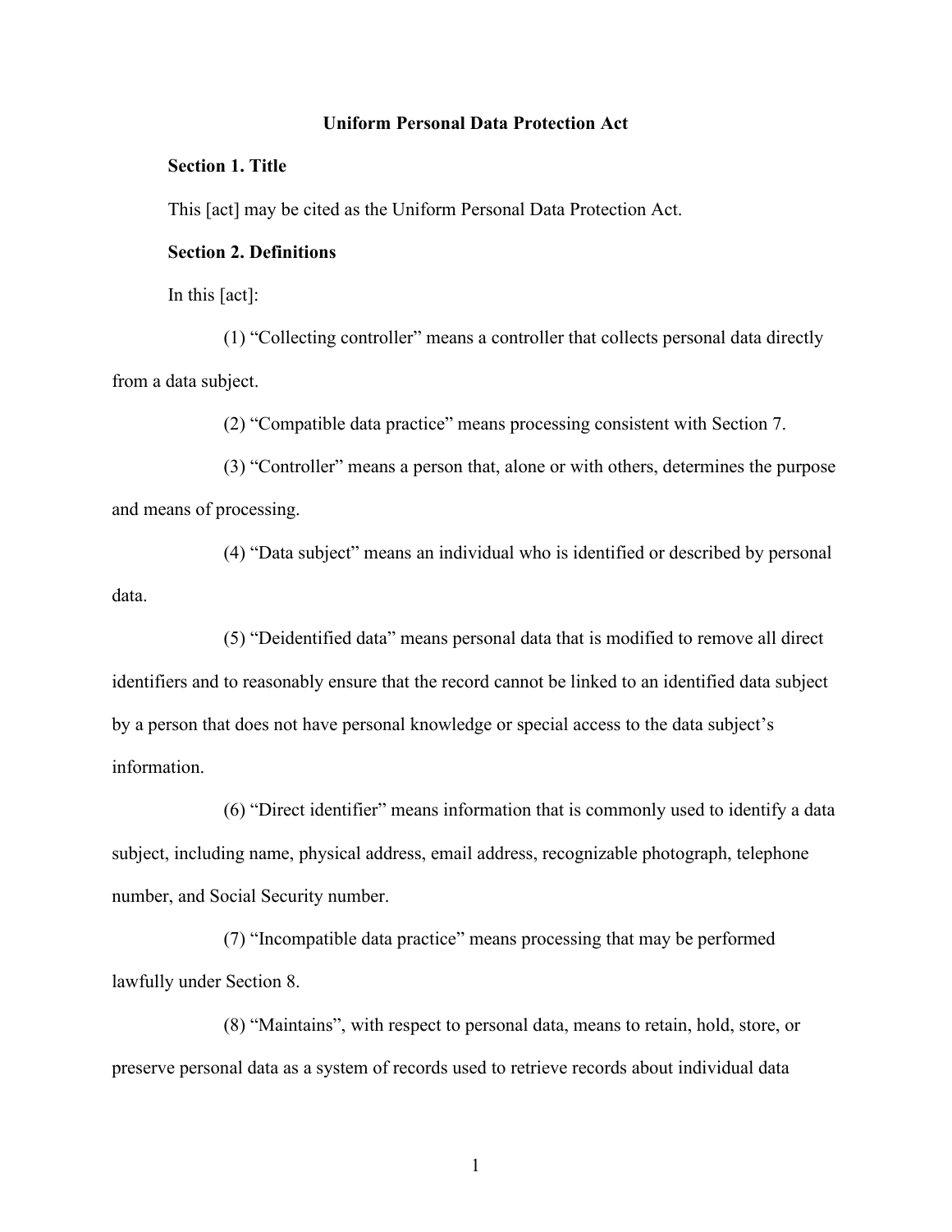**Uniform Personal Data Protection Act**

**Section 1. Title**

This [act] may be cited as the Uniform Personal Data Protection Act.

**Section 2. Definitions**

In this [act]:

(1) "Collecting controller" means a controller that collects personal data directly from a data subject.

(2) "Compatible data practice" means processing consistent with Section 7.

(3) "Controller" means a person that, alone or with others, determines the purpose and means of processing.

(4) "Data subject" means an individual who is identified or described by personal data.

(5) "Deidentified data" means personal data that is modified to remove all direct identifiers and to reasonably ensure that the record cannot be linked to an identified data subject by a person that does not have personal knowledge or special access to the data subject's information.

(6) "Direct identifier" means information that is commonly used to identify a data subject, including name, physical address, email address, recognizable photograph, telephone number, and Social Security number.

(7) "Incompatible data practice" means processing that may be performed lawfully under Section 8.

(8) "Maintains", with respect to personal data, means to retain, hold, store, or preserve personal data as a system of records used to retrieve records about individual data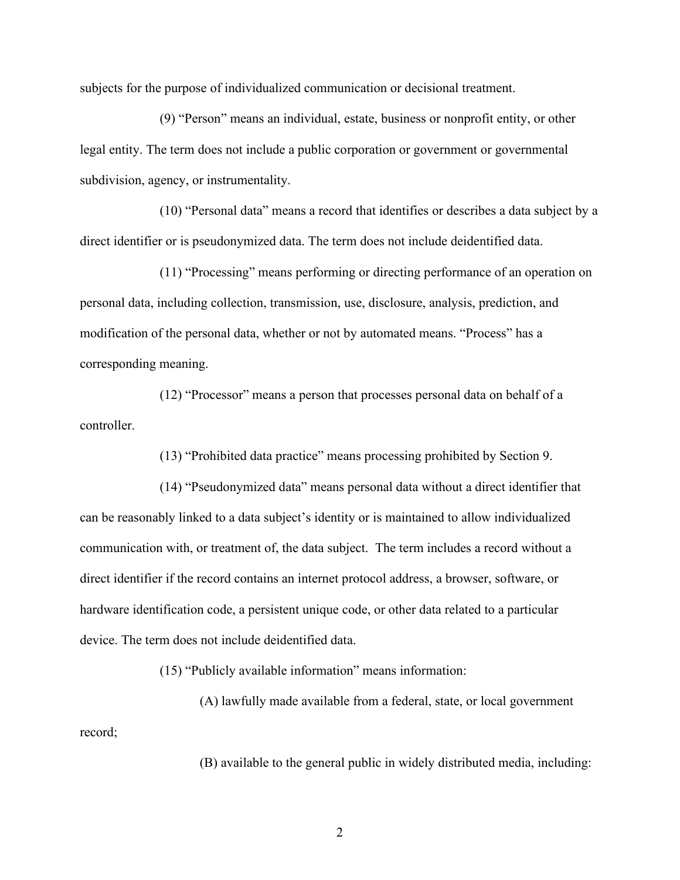subjects for the purpose of individualized communication or decisional treatment.

(9) "Person" means an individual, estate, business or nonprofit entity, or other legal entity. The term does not include a public corporation or government or governmental subdivision, agency, or instrumentality.

(10) "Personal data" means a record that identifies or describes a data subject by a direct identifier or is pseudonymized data. The term does not include deidentified data.

(11) "Processing" means performing or directing performance of an operation on personal data, including collection, transmission, use, disclosure, analysis, prediction, and modification of the personal data, whether or not by automated means. "Process" has a corresponding meaning.

(12) "Processor" means a person that processes personal data on behalf of a controller.

(13) "Prohibited data practice" means processing prohibited by Section 9.

(14) "Pseudonymized data" means personal data without a direct identifier that can be reasonably linked to a data subject's identity or is maintained to allow individualized communication with, or treatment of, the data subject. The term includes a record without a direct identifier if the record contains an internet protocol address, a browser, software, or hardware identification code, a persistent unique code, or other data related to a particular device. The term does not include deidentified data.

(15) "Publicly available information" means information:

(A) lawfully made available from a federal, state, or local government record;

(B) available to the general public in widely distributed media, including: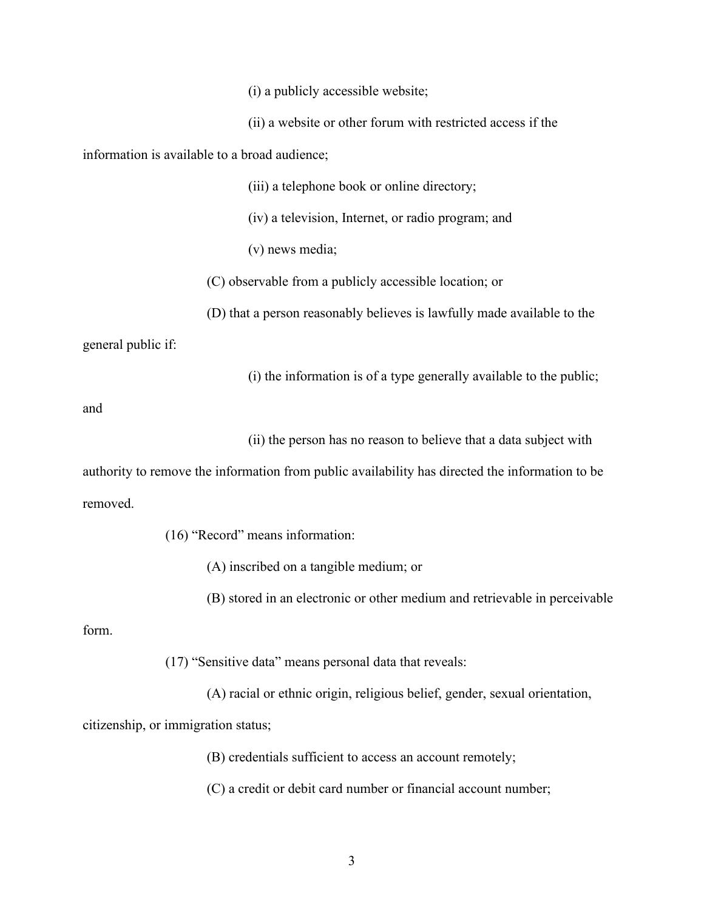(i) a publicly accessible website;

(ii) a website or other forum with restricted access if the information is available to a broad audience;

(iii) a telephone book or online directory;

(iv) a television, Internet, or radio program; and

(v) news media;

(C) observable from a publicly accessible location; or

(D) that a person reasonably believes is lawfully made available to the general public if:

(i) the information is of a type generally available to the public; and

(ii) the person has no reason to believe that a data subject with authority to remove the information from public availability has directed the information to be removed.

(16) "Record" means information:

(A) inscribed on a tangible medium; or

(B) stored in an electronic or other medium and retrievable in perceivable form.

(17) "Sensitive data" means personal data that reveals:

(A) racial or ethnic origin, religious belief, gender, sexual orientation, citizenship, or immigration status;

(B) credentials sufficient to access an account remotely;

(C) a credit or debit card number or financial account number;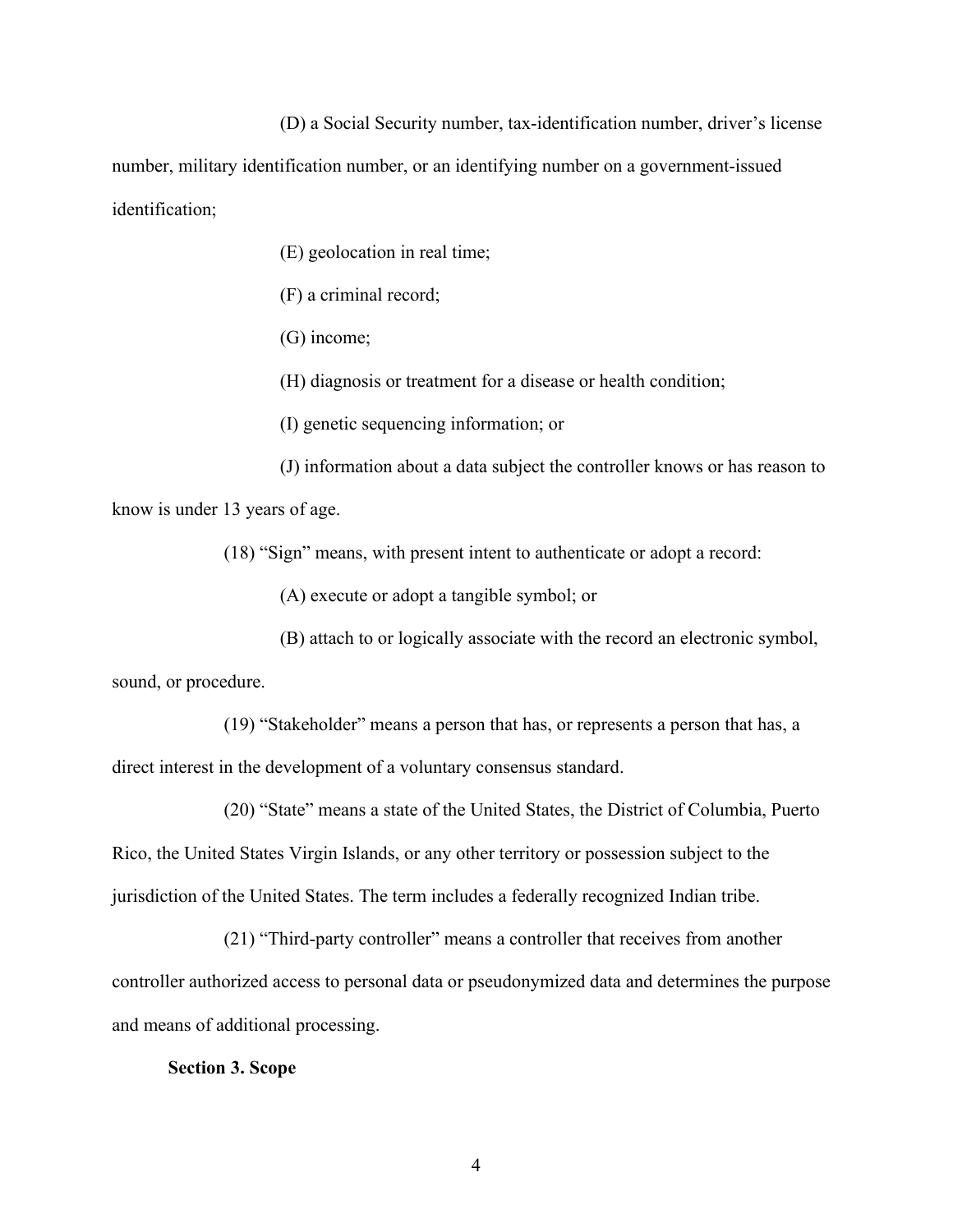(D) a Social Security number, tax-identification number, driver's license number, military identification number, or an identifying number on a government-issued identification;

(E) geolocation in real time;

(F) a criminal record;

(G) income;

(H) diagnosis or treatment for a disease or health condition;

(I) genetic sequencing information; or

(J) information about a data subject the controller knows or has reason to know is under 13 years of age.

(18) "Sign" means, with present intent to authenticate or adopt a record:

(A) execute or adopt a tangible symbol; or

(B) attach to or logically associate with the record an electronic symbol, sound, or procedure.

(19) "Stakeholder" means a person that has, or represents a person that has, a direct interest in the development of a voluntary consensus standard.

(20) "State" means a state of the United States, the District of Columbia, Puerto Rico, the United States Virgin Islands, or any other territory or possession subject to the jurisdiction of the United States. The term includes a federally recognized Indian tribe.

(21) "Third-party controller" means a controller that receives from another controller authorized access to personal data or pseudonymized data and determines the purpose and means of additional processing.

**Section 3. Scope**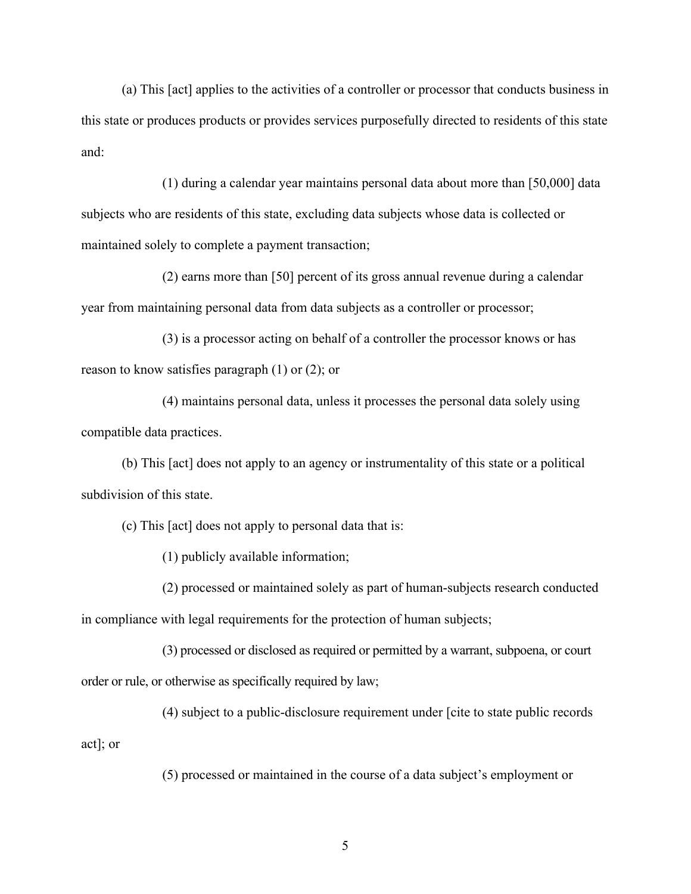(a) This [act] applies to the activities of a controller or processor that conducts business in this state or produces products or provides services purposefully directed to residents of this state and:

(1) during a calendar year maintains personal data about more than [50,000] data subjects who are residents of this state, excluding data subjects whose data is collected or maintained solely to complete a payment transaction;

(2) earns more than [50] percent of its gross annual revenue during a calendar year from maintaining personal data from data subjects as a controller or processor;

(3) is a processor acting on behalf of a controller the processor knows or has reason to know satisfies paragraph (1) or (2); or

(4) maintains personal data, unless it processes the personal data solely using compatible data practices.

(b) This [act] does not apply to an agency or instrumentality of this state or a political subdivision of this state.

(c) This [act] does not apply to personal data that is:

(1) publicly available information;

(2) processed or maintained solely as part of human-subjects research conducted in compliance with legal requirements for the protection of human subjects;

(3) processed or disclosed as required or permitted by a warrant, subpoena, or court order or rule, or otherwise as specifically required by law;

(4) subject to a public-disclosure requirement under [cite to state public records act]; or

(5) processed or maintained in the course of a data subject's employment or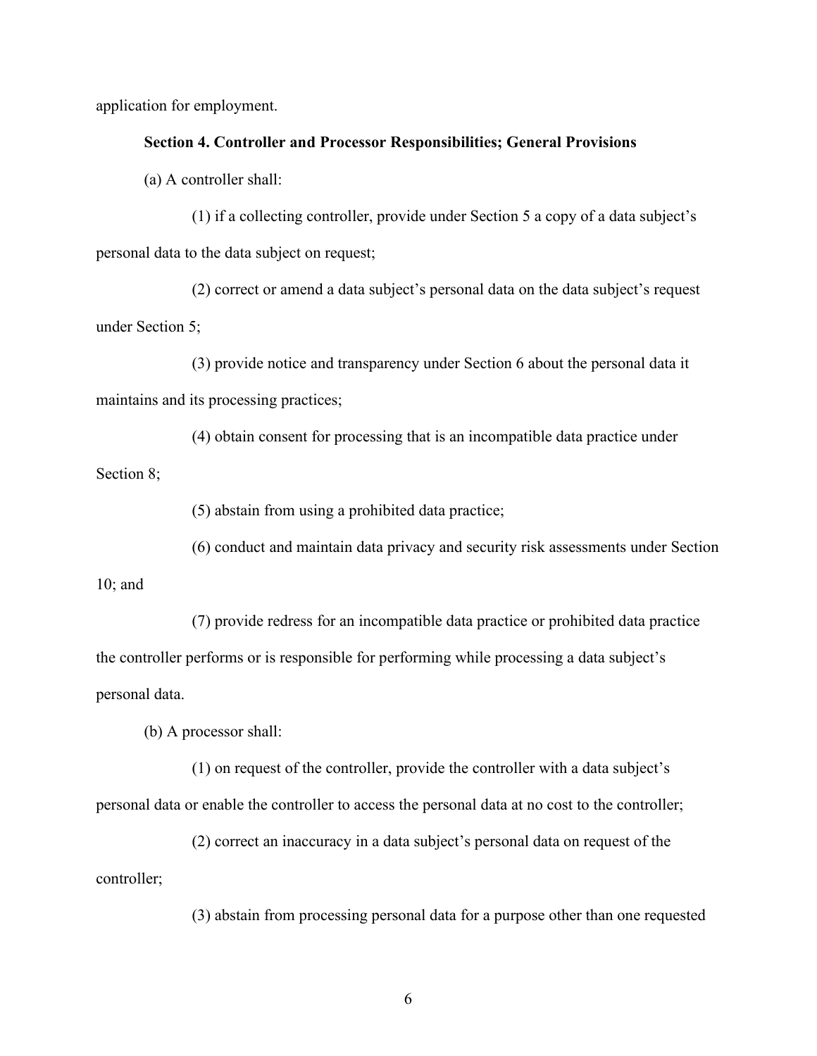application for employment.

**Section 4. Controller and Processor Responsibilities; General Provisions**

(a) A controller shall:

(1) if a collecting controller, provide under Section 5 a copy of a data subject's personal data to the data subject on request;

(2) correct or amend a data subject's personal data on the data subject's request under Section 5;

(3) provide notice and transparency under Section 6 about the personal data it maintains and its processing practices;

(4) obtain consent for processing that is an incompatible data practice under Section 8;

(5) abstain from using a prohibited data practice;

(6) conduct and maintain data privacy and security risk assessments under Section 10; and

(7) provide redress for an incompatible data practice or prohibited data practice the controller performs or is responsible for performing while processing a data subject's personal data.

(b) A processor shall:

(1) on request of the controller, provide the controller with a data subject's personal data or enable the controller to access the personal data at no cost to the controller;

(2) correct an inaccuracy in a data subject's personal data on request of the controller;

(3) abstain from processing personal data for a purpose other than one requested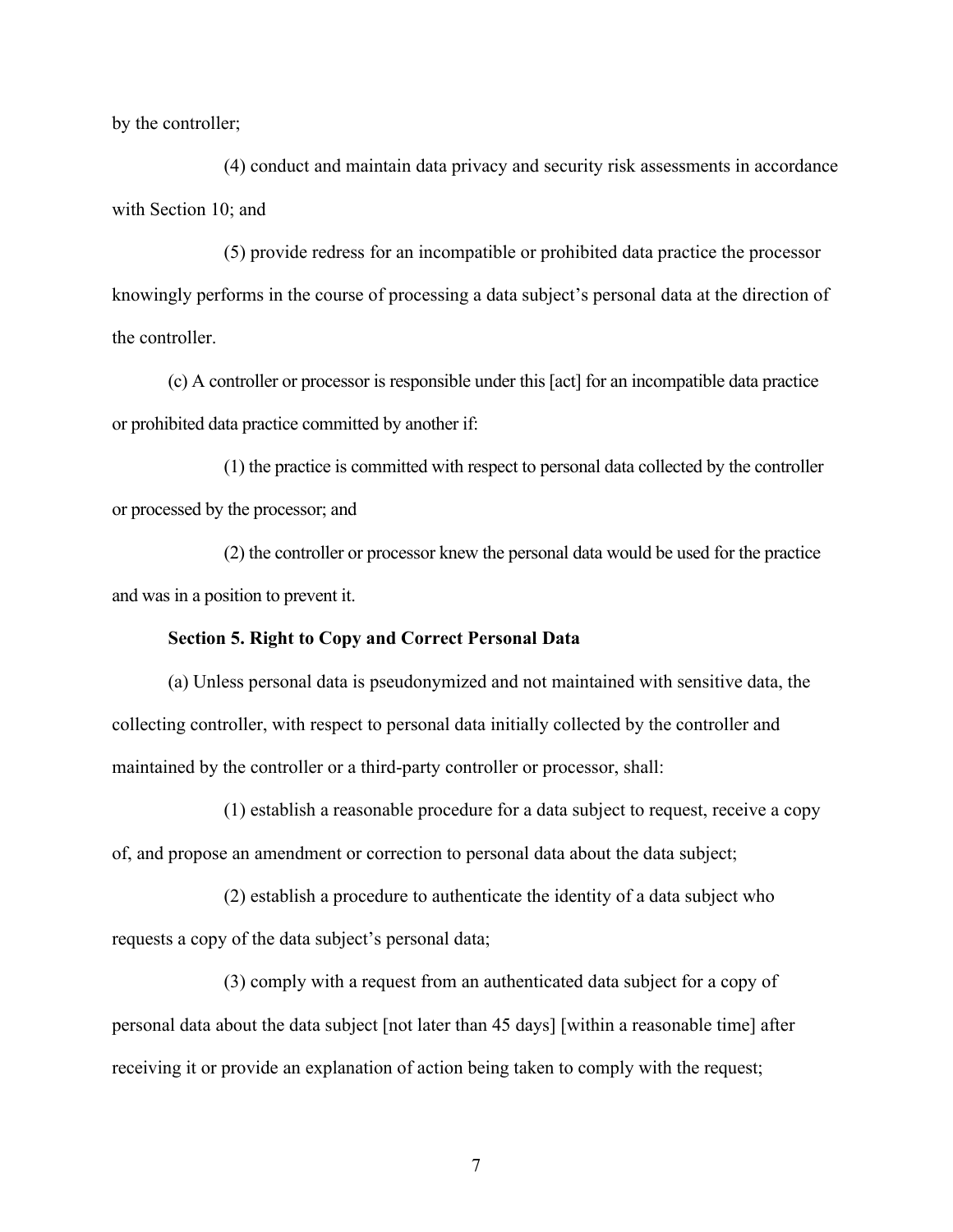by the controller;

(4) conduct and maintain data privacy and security risk assessments in accordance with Section 10; and

(5) provide redress for an incompatible or prohibited data practice the processor knowingly performs in the course of processing a data subject's personal data at the direction of the controller.

(c) A controller or processor is responsible under this [act] for an incompatible data practice or prohibited data practice committed by another if:

(1) the practice is committed with respect to personal data collected by the controller or processed by the processor; and

(2) the controller or processor knew the personal data would be used for the practice and was in a position to prevent it.

**Section 5. Right to Copy and Correct Personal Data**

(a) Unless personal data is pseudonymized and not maintained with sensitive data, the collecting controller, with respect to personal data initially collected by the controller and maintained by the controller or a third-party controller or processor, shall:

(1) establish a reasonable procedure for a data subject to request, receive a copy of, and propose an amendment or correction to personal data about the data subject;

(2) establish a procedure to authenticate the identity of a data subject who requests a copy of the data subject's personal data;

(3) comply with a request from an authenticated data subject for a copy of personal data about the data subject [not later than 45 days] [within a reasonable time] after receiving it or provide an explanation of action being taken to comply with the request;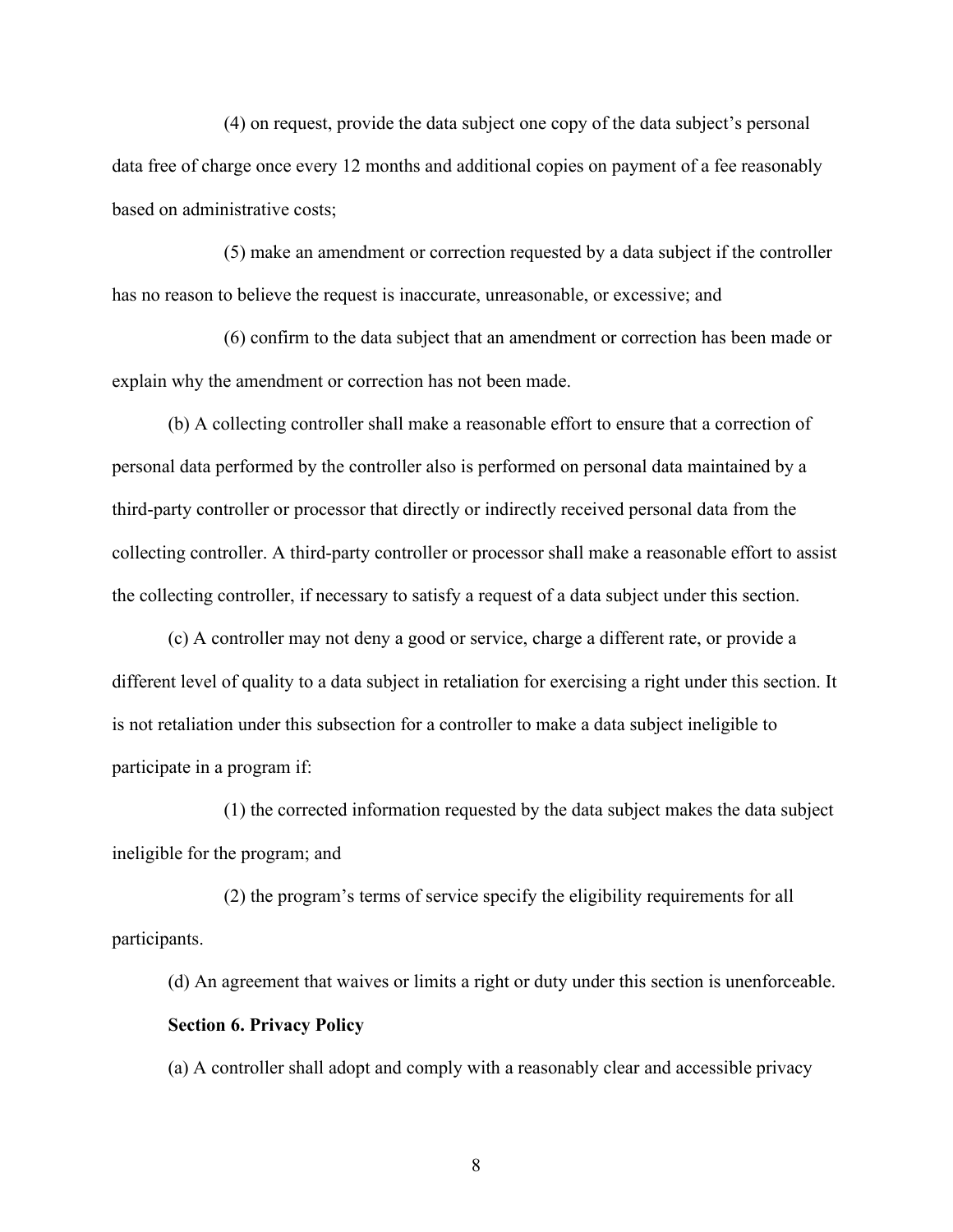(4) on request, provide the data subject one copy of the data subject's personal data free of charge once every 12 months and additional copies on payment of a fee reasonably based on administrative costs;

(5) make an amendment or correction requested by a data subject if the controller has no reason to believe the request is inaccurate, unreasonable, or excessive; and

(6) confirm to the data subject that an amendment or correction has been made or explain why the amendment or correction has not been made.

(b) A collecting controller shall make a reasonable effort to ensure that a correction of personal data performed by the controller also is performed on personal data maintained by a third-party controller or processor that directly or indirectly received personal data from the collecting controller. A third-party controller or processor shall make a reasonable effort to assist the collecting controller, if necessary to satisfy a request of a data subject under this section.

(c) A controller may not deny a good or service, charge a different rate, or provide a different level of quality to a data subject in retaliation for exercising a right under this section. It is not retaliation under this subsection for a controller to make a data subject ineligible to participate in a program if:

(1) the corrected information requested by the data subject makes the data subject ineligible for the program; and

(2) the program's terms of service specify the eligibility requirements for all participants.

(d) An agreement that waives or limits a right or duty under this section is unenforceable.

**Section 6. Privacy Policy**

(a) A controller shall adopt and comply with a reasonably clear and accessible privacy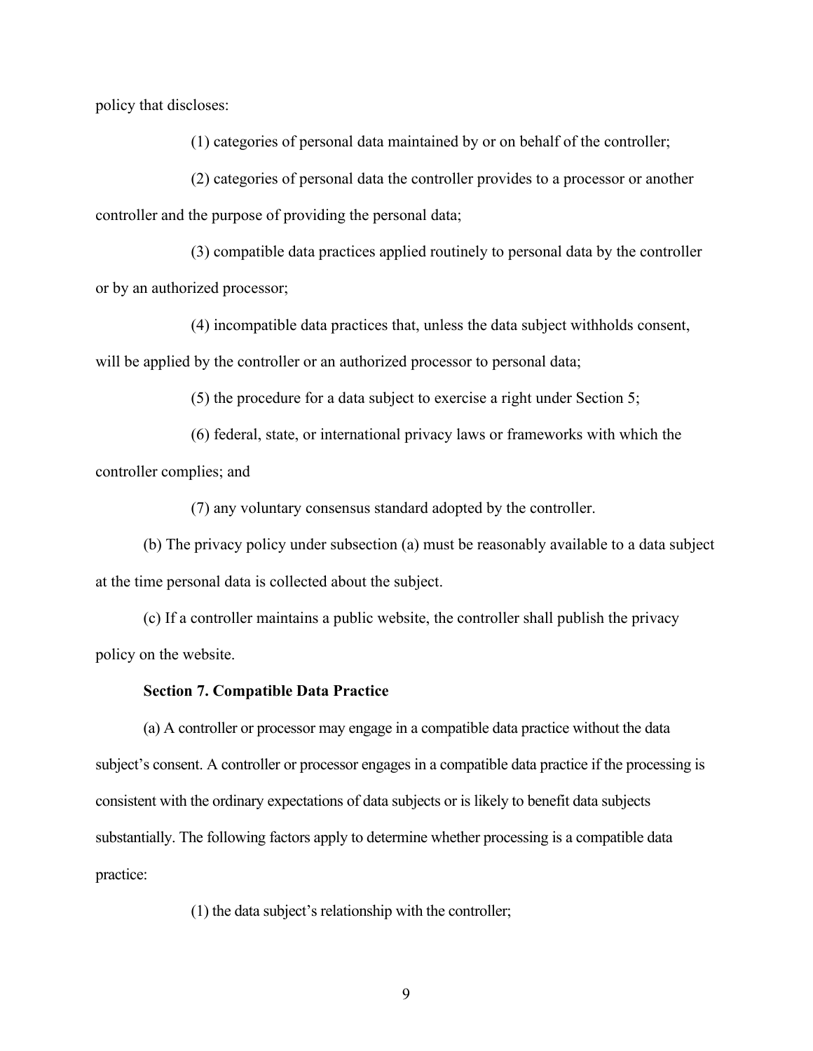policy that discloses:

(1) categories of personal data maintained by or on behalf of the controller;

(2) categories of personal data the controller provides to a processor or another controller and the purpose of providing the personal data;

(3) compatible data practices applied routinely to personal data by the controller or by an authorized processor;

(4) incompatible data practices that, unless the data subject withholds consent, will be applied by the controller or an authorized processor to personal data;

(5) the procedure for a data subject to exercise a right under Section 5;

(6) federal, state, or international privacy laws or frameworks with which the controller complies; and

(7) any voluntary consensus standard adopted by the controller.

(b) The privacy policy under subsection (a) must be reasonably available to a data subject at the time personal data is collected about the subject.

(c) If a controller maintains a public website, the controller shall publish the privacy policy on the website.

**Section 7. Compatible Data Practice**

(a) A controller or processor may engage in a compatible data practice without the data subject's consent. A controller or processor engages in a compatible data practice if the processing is consistent with the ordinary expectations of data subjects or is likely to benefit data subjects substantially. The following factors apply to determine whether processing is a compatible data practice:

(1) the data subject's relationship with the controller;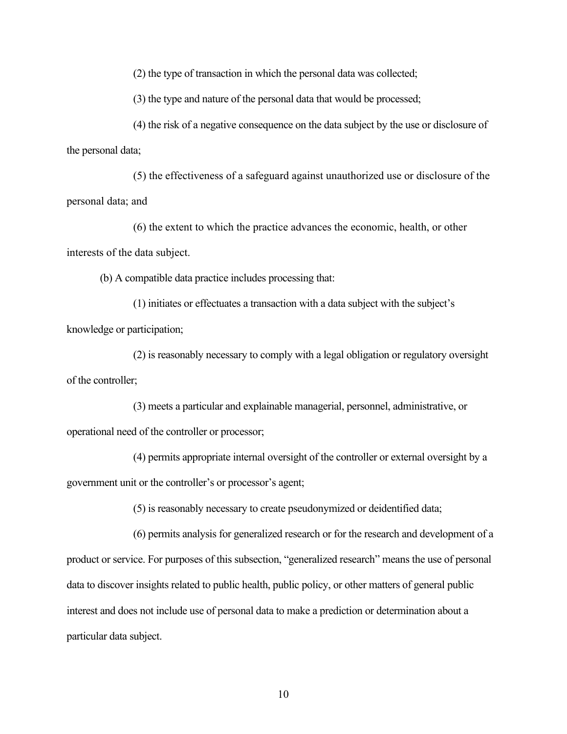(2) the type of transaction in which the personal data was collected;

(3) the type and nature of the personal data that would be processed;

(4) the risk of a negative consequence on the data subject by the use or disclosure of the personal data;

(5) the effectiveness of a safeguard against unauthorized use or disclosure of the personal data; and

(6) the extent to which the practice advances the economic, health, or other interests of the data subject.

(b) A compatible data practice includes processing that:

(1) initiates or effectuates a transaction with a data subject with the subject's knowledge or participation;

(2) is reasonably necessary to comply with a legal obligation or regulatory oversight of the controller;

(3) meets a particular and explainable managerial, personnel, administrative, or operational need of the controller or processor;

(4) permits appropriate internal oversight of the controller or external oversight by a government unit or the controller's or processor's agent;

(5) is reasonably necessary to create pseudonymized or deidentified data;

(6) permits analysis for generalized research or for the research and development of a product or service. For purposes of this subsection, "generalized research" means the use of personal data to discover insights related to public health, public policy, or other matters of general public interest and does not include use of personal data to make a prediction or determination about a particular data subject.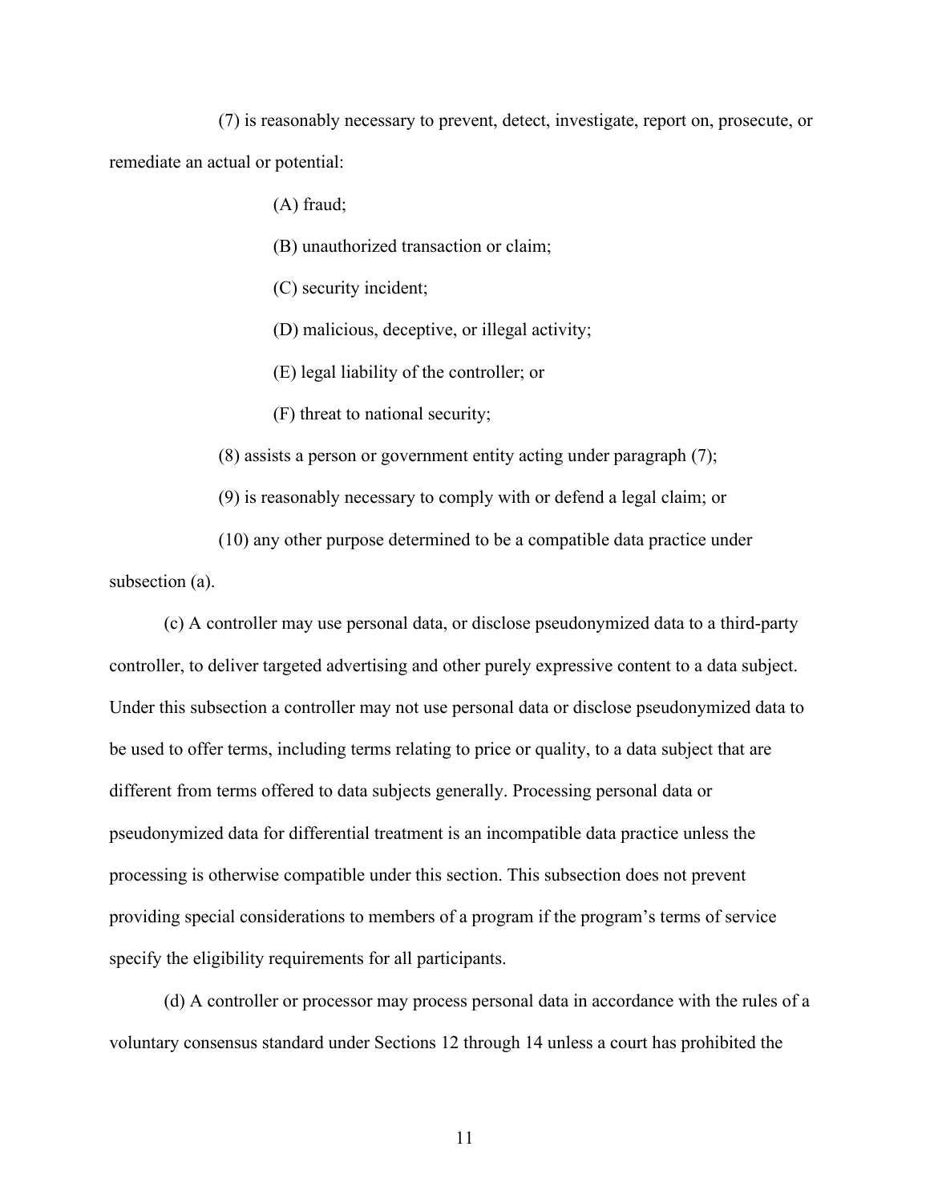(7) is reasonably necessary to prevent, detect, investigate, report on, prosecute, or remediate an actual or potential:

(A) fraud;

(B) unauthorized transaction or claim;

(C) security incident;

(D) malicious, deceptive, or illegal activity;

(E) legal liability of the controller; or

(F) threat to national security;

(8) assists a person or government entity acting under paragraph (7);

(9) is reasonably necessary to comply with or defend a legal claim; or

(10) any other purpose determined to be a compatible data practice under subsection (a).

(c) A controller may use personal data, or disclose pseudonymized data to a third-party controller, to deliver targeted advertising and other purely expressive content to a data subject. Under this subsection a controller may not use personal data or disclose pseudonymized data to be used to offer terms, including terms relating to price or quality, to a data subject that are different from terms offered to data subjects generally. Processing personal data or pseudonymized data for differential treatment is an incompatible data practice unless the processing is otherwise compatible under this section. This subsection does not prevent providing special considerations to members of a program if the program's terms of service specify the eligibility requirements for all participants.

(d) A controller or processor may process personal data in accordance with the rules of a voluntary consensus standard under Sections 12 through 14 unless a court has prohibited the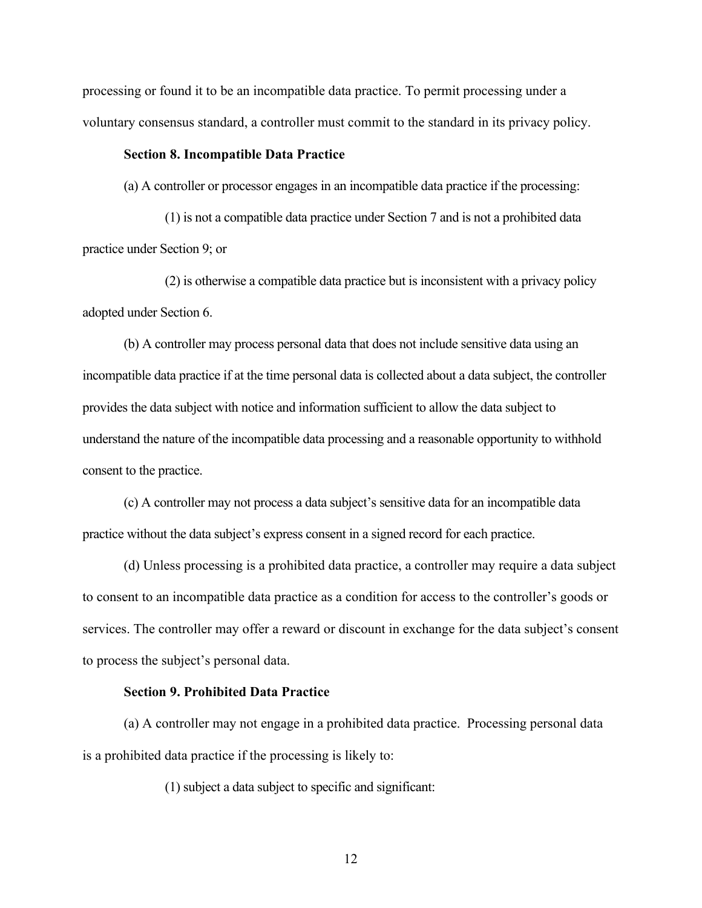processing or found it to be an incompatible data practice. To permit processing under a voluntary consensus standard, a controller must commit to the standard in its privacy policy.

**Section 8. Incompatible Data Practice**

(a) A controller or processor engages in an incompatible data practice if the processing:

(1) is not a compatible data practice under Section 7 and is not a prohibited data practice under Section 9; or

(2) is otherwise a compatible data practice but is inconsistent with a privacy policy adopted under Section 6.

(b) A controller may process personal data that does not include sensitive data using an incompatible data practice if at the time personal data is collected about a data subject, the controller provides the data subject with notice and information sufficient to allow the data subject to understand the nature of the incompatible data processing and a reasonable opportunity to withhold consent to the practice.

(c) A controller may not process a data subject's sensitive data for an incompatible data practice without the data subject's express consent in a signed record for each practice.

(d) Unless processing is a prohibited data practice, a controller may require a data subject to consent to an incompatible data practice as a condition for access to the controller's goods or services. The controller may offer a reward or discount in exchange for the data subject's consent to process the subject's personal data.

**Section 9. Prohibited Data Practice**

(a) A controller may not engage in a prohibited data practice. Processing personal data is a prohibited data practice if the processing is likely to:

(1) subject a data subject to specific and significant: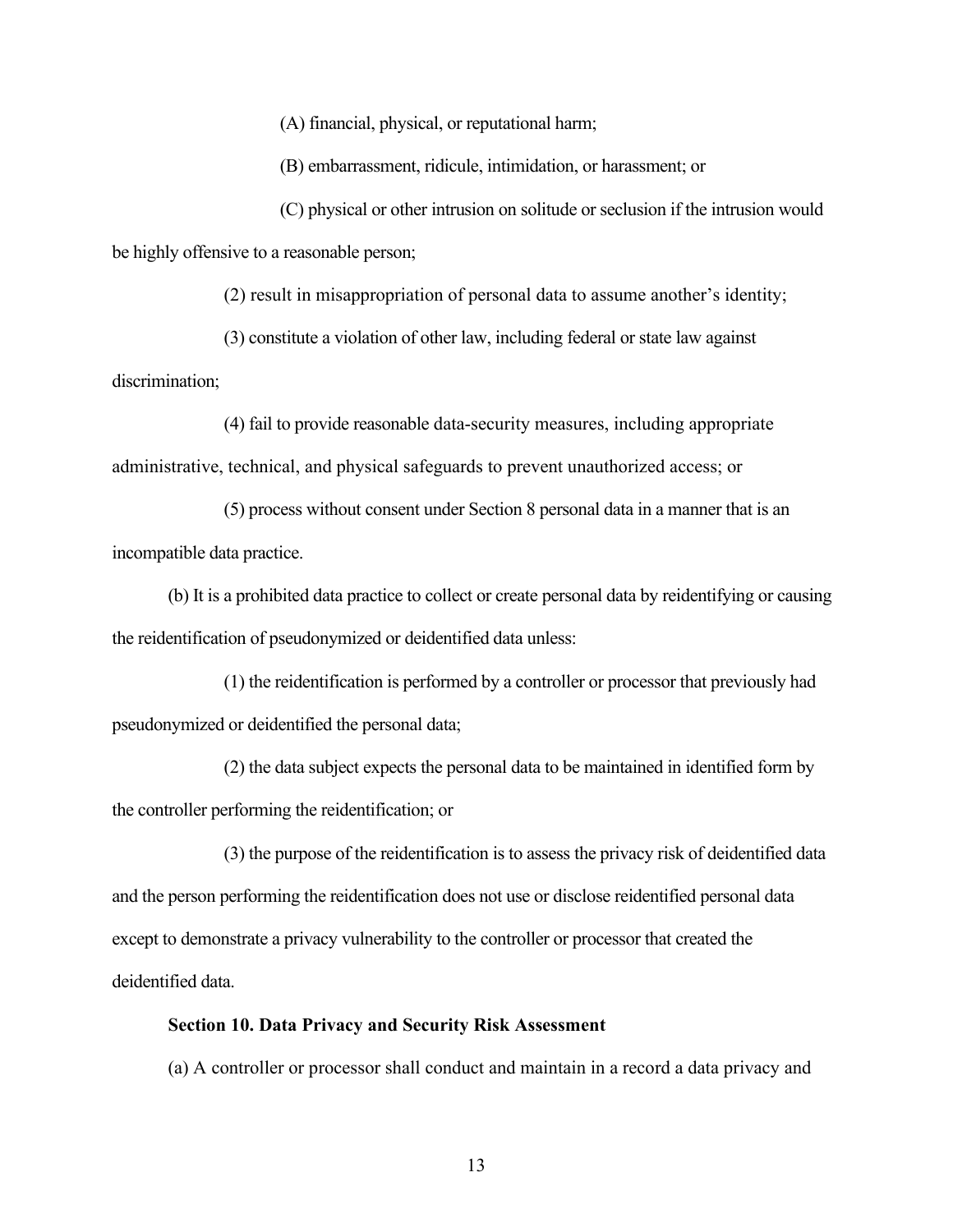(A) financial, physical, or reputational harm;

(B) embarrassment, ridicule, intimidation, or harassment; or

(C) physical or other intrusion on solitude or seclusion if the intrusion would be highly offensive to a reasonable person;

(2) result in misappropriation of personal data to assume another's identity;

(3) constitute a violation of other law, including federal or state law against discrimination;

(4) fail to provide reasonable data-security measures, including appropriate administrative, technical, and physical safeguards to prevent unauthorized access; or

(5) process without consent under Section 8 personal data in a manner that is an incompatible data practice.

(b) It is a prohibited data practice to collect or create personal data by reidentifying or causing the reidentification of pseudonymized or deidentified data unless:

(1) the reidentification is performed by a controller or processor that previously had pseudonymized or deidentified the personal data;

(2) the data subject expects the personal data to be maintained in identified form by the controller performing the reidentification; or

(3) the purpose of the reidentification is to assess the privacy risk of deidentified data and the person performing the reidentification does not use or disclose reidentified personal data except to demonstrate a privacy vulnerability to the controller or processor that created the deidentified data.

**Section 10. Data Privacy and Security Risk Assessment**

(a) A controller or processor shall conduct and maintain in a record a data privacy and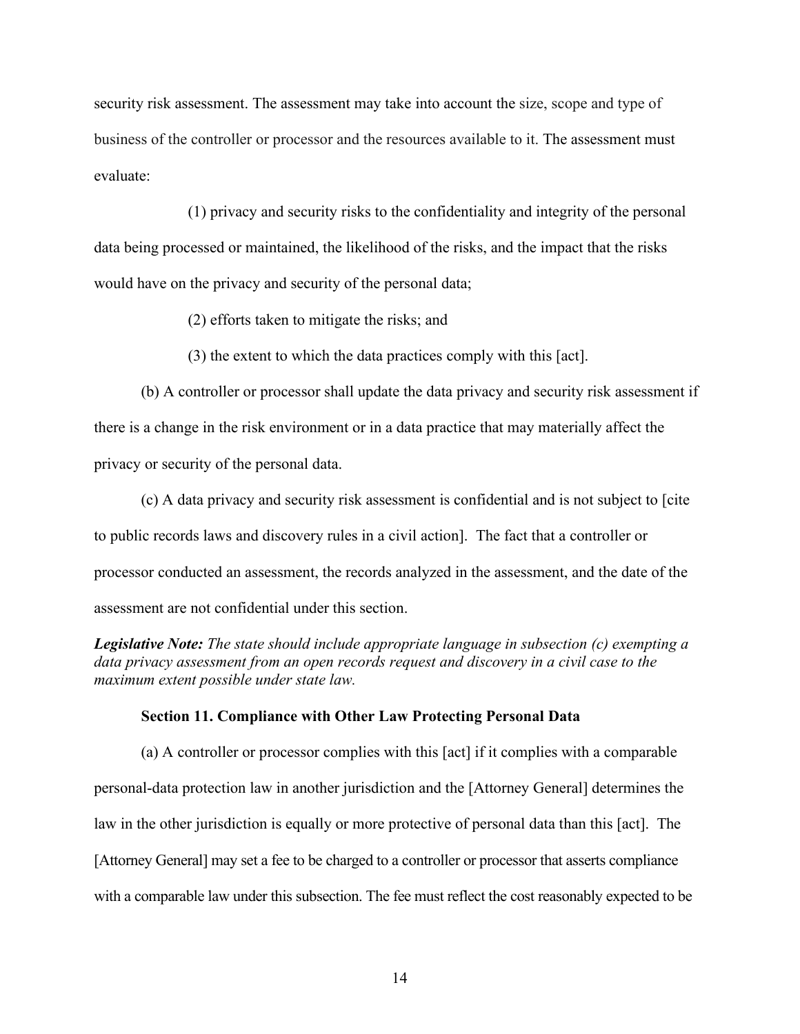security risk assessment. The assessment may take into account the size, scope and type of business of the controller or processor and the resources available to it. The assessment must evaluate:

(1) privacy and security risks to the confidentiality and integrity of the personal data being processed or maintained, the likelihood of the risks, and the impact that the risks would have on the privacy and security of the personal data;

(2) efforts taken to mitigate the risks; and

(3) the extent to which the data practices comply with this [act].

(b) A controller or processor shall update the data privacy and security risk assessment if there is a change in the risk environment or in a data practice that may materially affect the privacy or security of the personal data.

(c) A data privacy and security risk assessment is confidential and is not subject to [cite to public records laws and discovery rules in a civil action]. The fact that a controller or processor conducted an assessment, the records analyzed in the assessment, and the date of the assessment are not confidential under this section.

***Legislative Note:*** *The state should include appropriate language in subsection (c) exempting a data privacy assessment from an open records request and discovery in a civil case to the maximum extent possible under state law.*

**Section 11. Compliance with Other Law Protecting Personal Data**

(a) A controller or processor complies with this [act] if it complies with a comparable personal-data protection law in another jurisdiction and the [Attorney General] determines the law in the other jurisdiction is equally or more protective of personal data than this [act]. The [Attorney General] may set a fee to be charged to a controller or processor that asserts compliance with a comparable law under this subsection. The fee must reflect the cost reasonably expected to be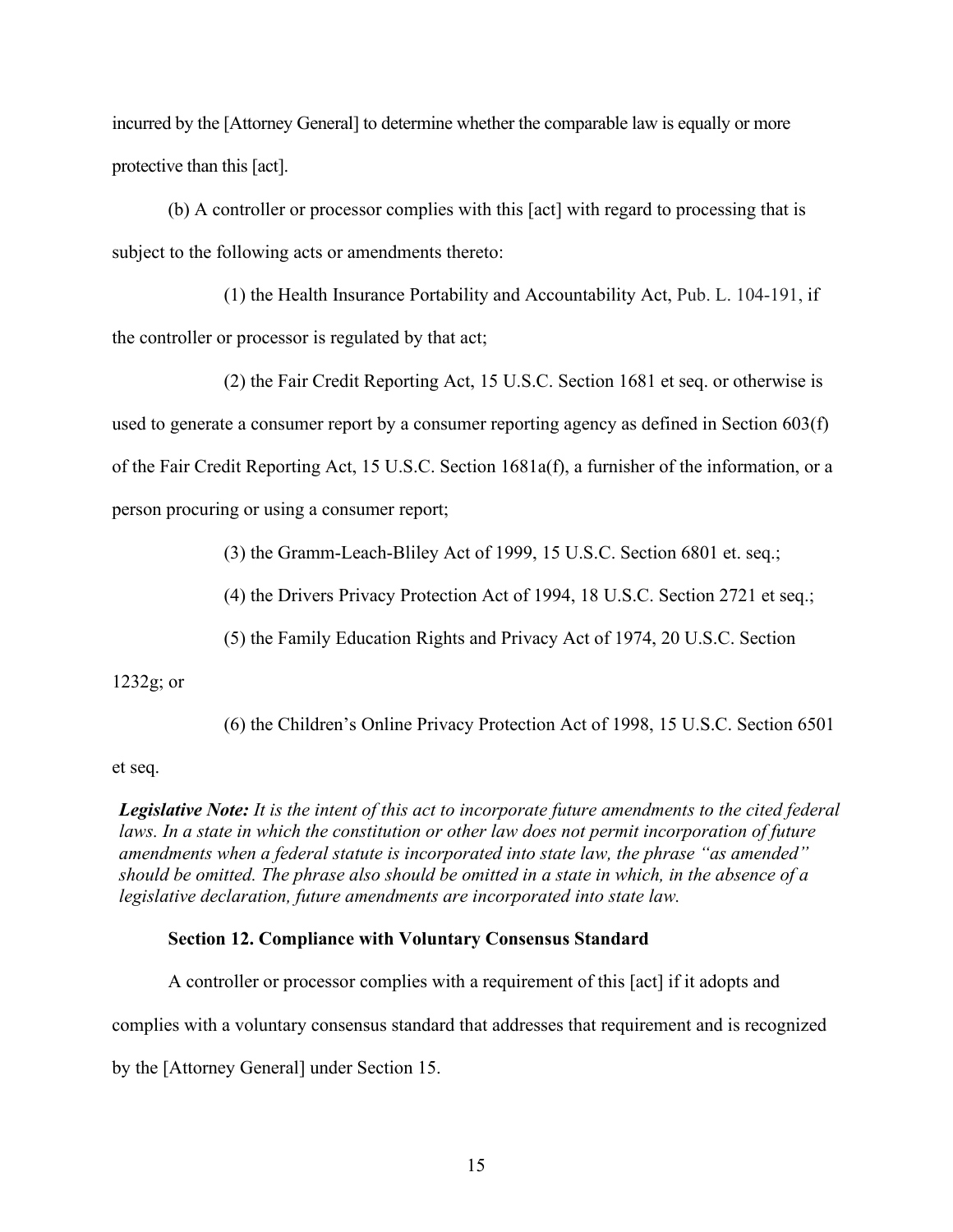incurred by the [Attorney General] to determine whether the comparable law is equally or more protective than this [act].

(b) A controller or processor complies with this [act] with regard to processing that is subject to the following acts or amendments thereto:

(1) the Health Insurance Portability and Accountability Act, Pub. L. 104-191, if the controller or processor is regulated by that act;

(2) the Fair Credit Reporting Act, 15 U.S.C. Section 1681 et seq. or otherwise is used to generate a consumer report by a consumer reporting agency as defined in Section 603(f) of the Fair Credit Reporting Act, 15 U.S.C. Section 1681a(f), a furnisher of the information, or a person procuring or using a consumer report;

(3) the Gramm-Leach-Bliley Act of 1999, 15 U.S.C. Section 6801 et. seq.;

(4) the Drivers Privacy Protection Act of 1994, 18 U.S.C. Section 2721 et seq.;

(5) the Family Education Rights and Privacy Act of 1974, 20 U.S.C. Section 1232g; or

(6) the Children's Online Privacy Protection Act of 1998, 15 U.S.C. Section 6501 et seq.

***Legislative Note:*** *It is the intent of this act to incorporate future amendments to the cited federal laws. In a state in which the constitution or other law does not permit incorporation of future amendments when a federal statute is incorporated into state law, the phrase "as amended" should be omitted. The phrase also should be omitted in a state in which, in the absence of a legislative declaration, future amendments are incorporated into state law.*

**Section 12. Compliance with Voluntary Consensus Standard**

A controller or processor complies with a requirement of this [act] if it adopts and complies with a voluntary consensus standard that addresses that requirement and is recognized by the [Attorney General] under Section 15.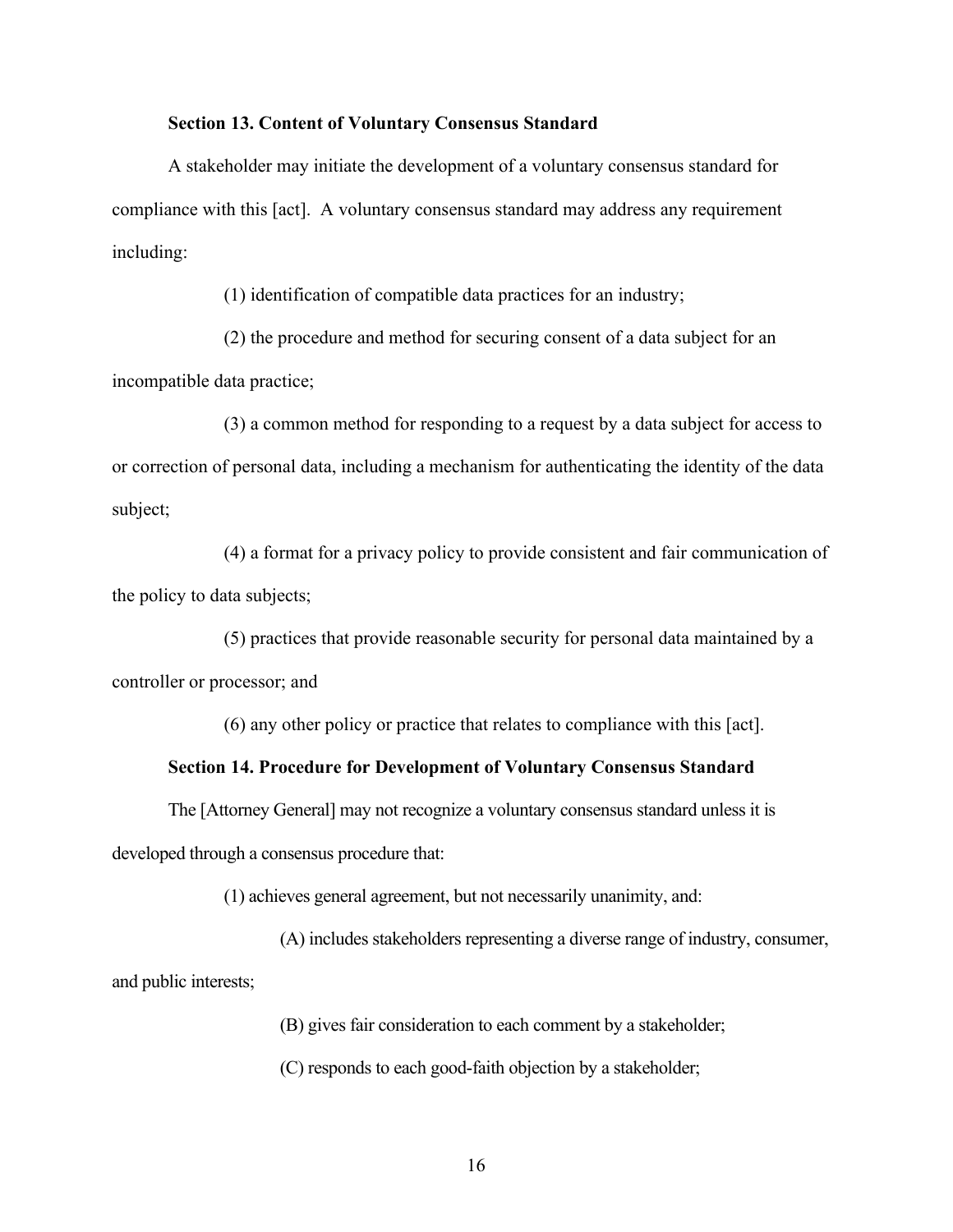**Section 13. Content of Voluntary Consensus Standard**

A stakeholder may initiate the development of a voluntary consensus standard for compliance with this [act]. A voluntary consensus standard may address any requirement including:

(1) identification of compatible data practices for an industry;

(2) the procedure and method for securing consent of a data subject for an incompatible data practice;

(3) a common method for responding to a request by a data subject for access to or correction of personal data, including a mechanism for authenticating the identity of the data subject;

(4) a format for a privacy policy to provide consistent and fair communication of the policy to data subjects;

(5) practices that provide reasonable security for personal data maintained by a controller or processor; and

(6) any other policy or practice that relates to compliance with this [act].

**Section 14. Procedure for Development of Voluntary Consensus Standard**

The [Attorney General] may not recognize a voluntary consensus standard unless it is developed through a consensus procedure that:

(1) achieves general agreement, but not necessarily unanimity, and:

(A) includes stakeholders representing a diverse range of industry, consumer, and public interests;

(B) gives fair consideration to each comment by a stakeholder;

(C) responds to each good-faith objection by a stakeholder;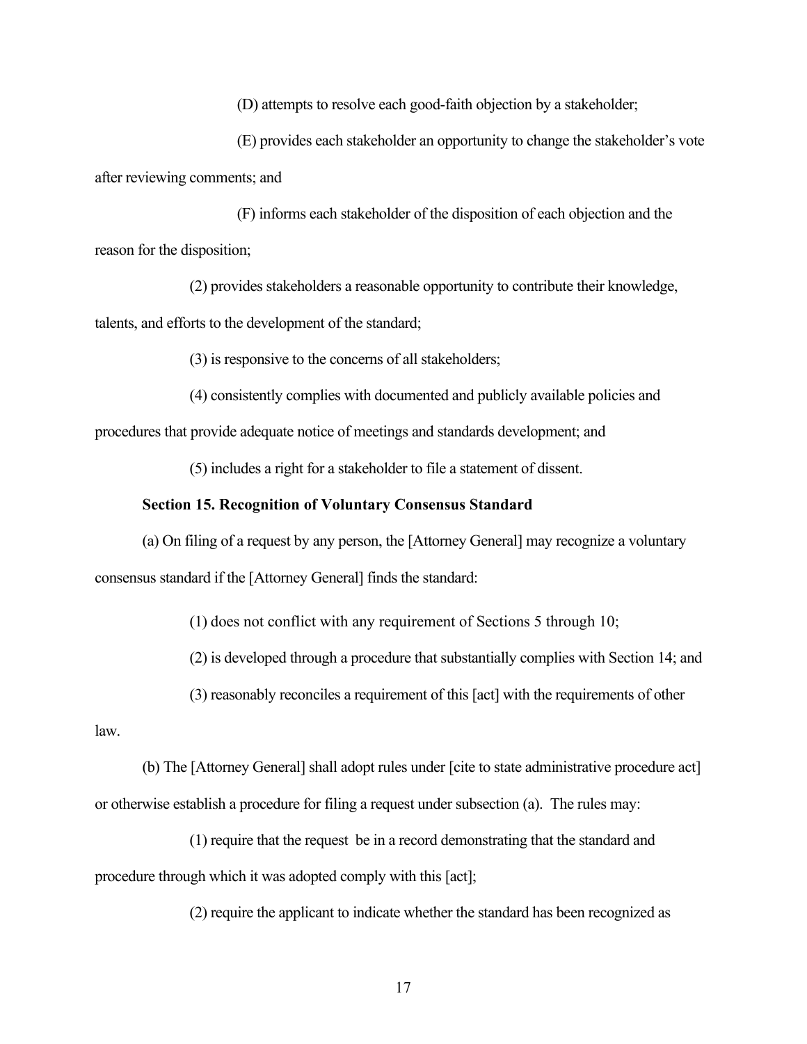(D) attempts to resolve each good-faith objection by a stakeholder;

(E) provides each stakeholder an opportunity to change the stakeholder's vote after reviewing comments; and

(F) informs each stakeholder of the disposition of each objection and the reason for the disposition;

(2) provides stakeholders a reasonable opportunity to contribute their knowledge, talents, and efforts to the development of the standard;

(3) is responsive to the concerns of all stakeholders;

(4) consistently complies with documented and publicly available policies and procedures that provide adequate notice of meetings and standards development; and

(5) includes a right for a stakeholder to file a statement of dissent.

**Section 15. Recognition of Voluntary Consensus Standard**

(a) On filing of a request by any person, the [Attorney General] may recognize a voluntary consensus standard if the [Attorney General] finds the standard:

(1) does not conflict with any requirement of Sections 5 through 10;

(2) is developed through a procedure that substantially complies with Section 14; and

(3) reasonably reconciles a requirement of this [act] with the requirements of other law.

(b) The [Attorney General] shall adopt rules under [cite to state administrative procedure act] or otherwise establish a procedure for filing a request under subsection (a). The rules may:

(1) require that the request be in a record demonstrating that the standard and procedure through which it was adopted comply with this [act];

(2) require the applicant to indicate whether the standard has been recognized as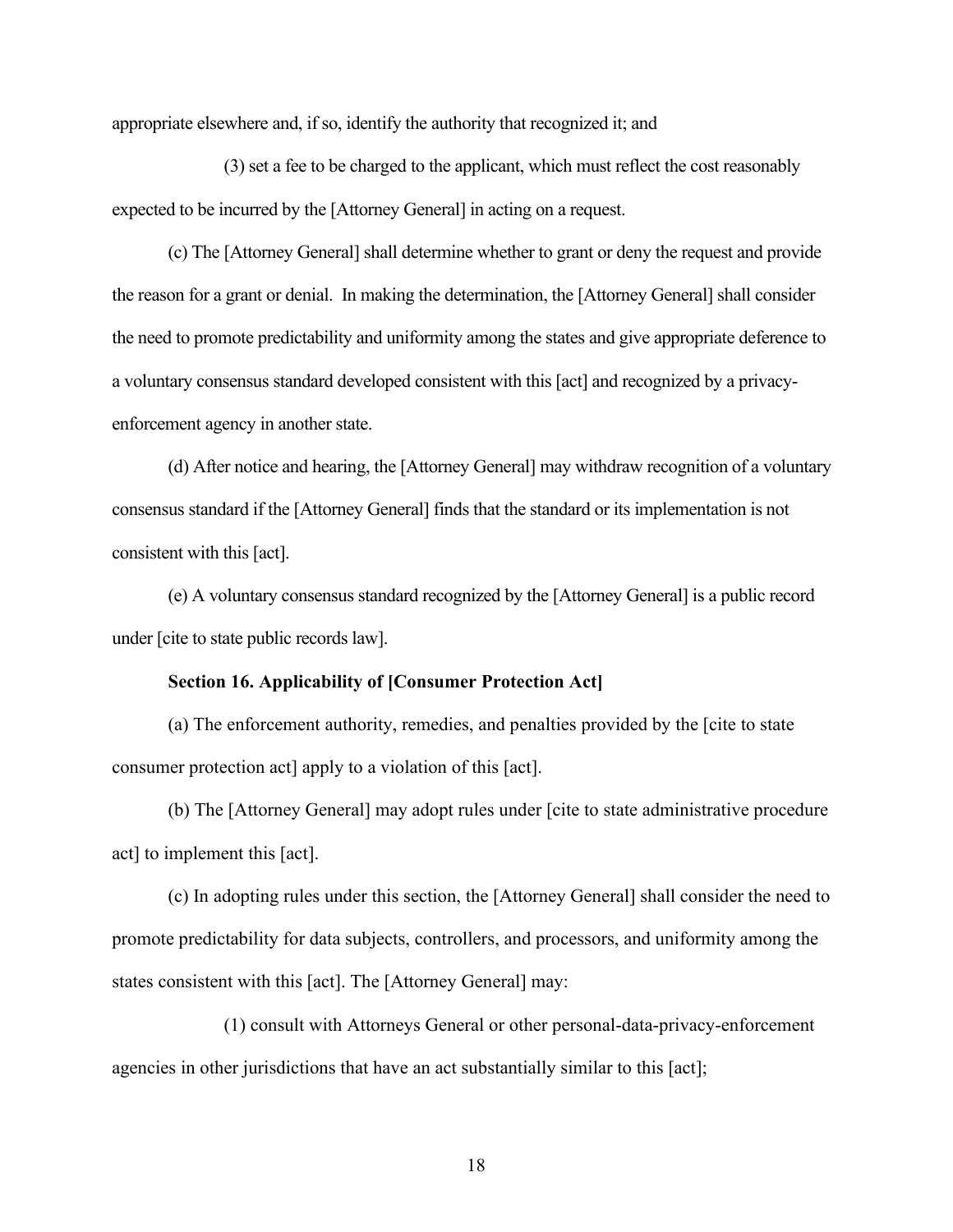appropriate elsewhere and, if so, identify the authority that recognized it; and

(3) set a fee to be charged to the applicant, which must reflect the cost reasonably expected to be incurred by the [Attorney General] in acting on a request.

(c) The [Attorney General] shall determine whether to grant or deny the request and provide the reason for a grant or denial. In making the determination, the [Attorney General] shall consider the need to promote predictability and uniformity among the states and give appropriate deference to a voluntary consensus standard developed consistent with this [act] and recognized by a privacy-enforcement agency in another state.

(d) After notice and hearing, the [Attorney General] may withdraw recognition of a voluntary consensus standard if the [Attorney General] finds that the standard or its implementation is not consistent with this [act].

(e) A voluntary consensus standard recognized by the [Attorney General] is a public record under [cite to state public records law].

**Section 16. Applicability of [Consumer Protection Act]**

(a) The enforcement authority, remedies, and penalties provided by the [cite to state consumer protection act] apply to a violation of this [act].

(b) The [Attorney General] may adopt rules under [cite to state administrative procedure act] to implement this [act].

(c) In adopting rules under this section, the [Attorney General] shall consider the need to promote predictability for data subjects, controllers, and processors, and uniformity among the states consistent with this [act]. The [Attorney General] may:

(1) consult with Attorneys General or other personal-data-privacy-enforcement agencies in other jurisdictions that have an act substantially similar to this [act];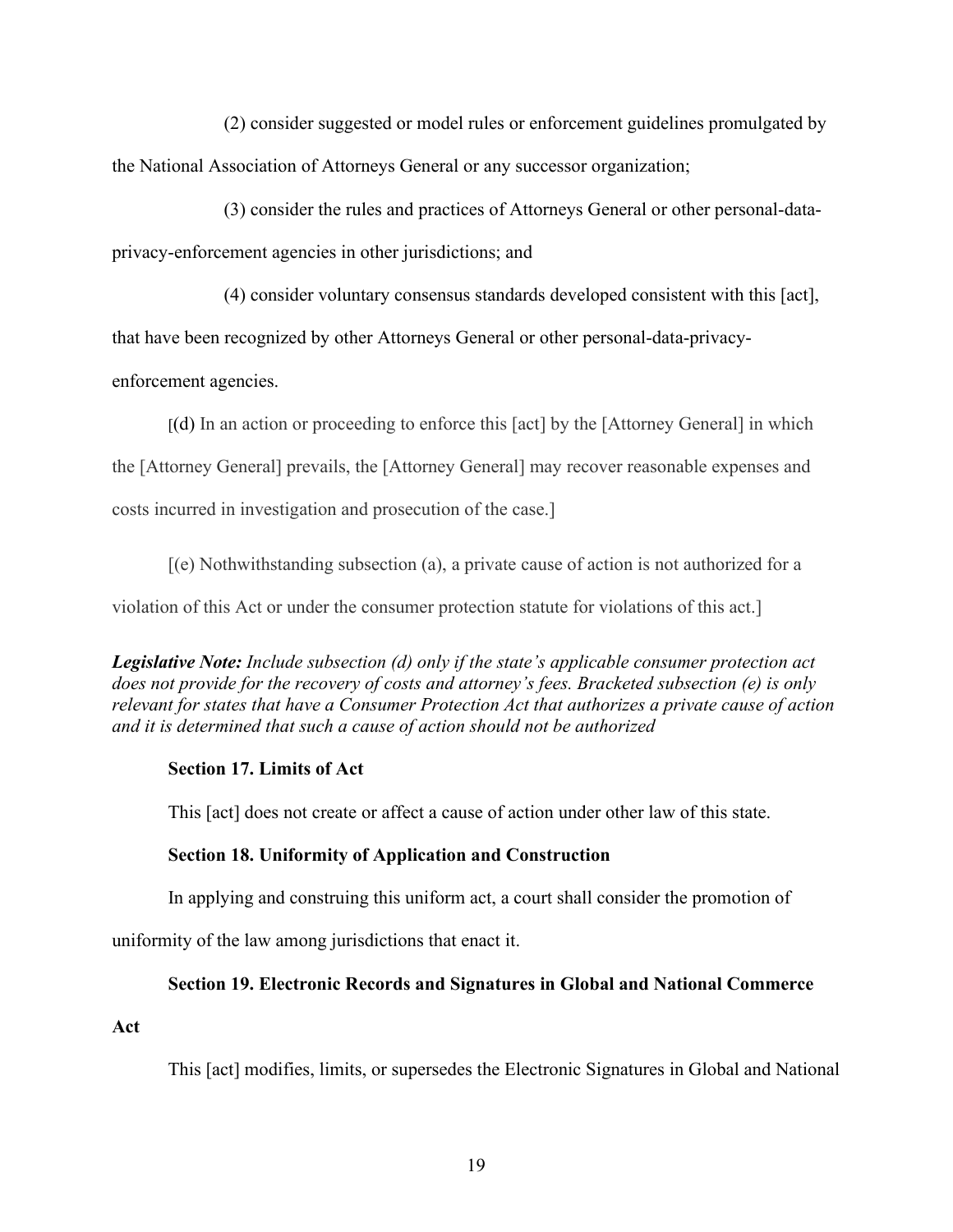(2) consider suggested or model rules or enforcement guidelines promulgated by the National Association of Attorneys General or any successor organization;

(3) consider the rules and practices of Attorneys General or other personal-data-privacy-enforcement agencies in other jurisdictions; and

(4) consider voluntary consensus standards developed consistent with this [act], that have been recognized by other Attorneys General or other personal-data-privacy-enforcement agencies.

[(d) In an action or proceeding to enforce this [act] by the [Attorney General] in which the [Attorney General] prevails, the [Attorney General] may recover reasonable expenses and costs incurred in investigation and prosecution of the case.]

[(e) Nothwithstanding subsection (a), a private cause of action is not authorized for a violation of this Act or under the consumer protection statute for violations of this act.]

***Legislative Note:*** *Include subsection (d) only if the state's applicable consumer protection act does not provide for the recovery of costs and attorney's fees. Bracketed subsection (e) is only relevant for states that have a Consumer Protection Act that authorizes a private cause of action and it is determined that such a cause of action should not be authorized*

**Section 17. Limits of Act**

This [act] does not create or affect a cause of action under other law of this state.

**Section 18. Uniformity of Application and Construction**

In applying and construing this uniform act, a court shall consider the promotion of uniformity of the law among jurisdictions that enact it.

**Section 19. Electronic Records and Signatures in Global and National Commerce Act**

This [act] modifies, limits, or supersedes the Electronic Signatures in Global and National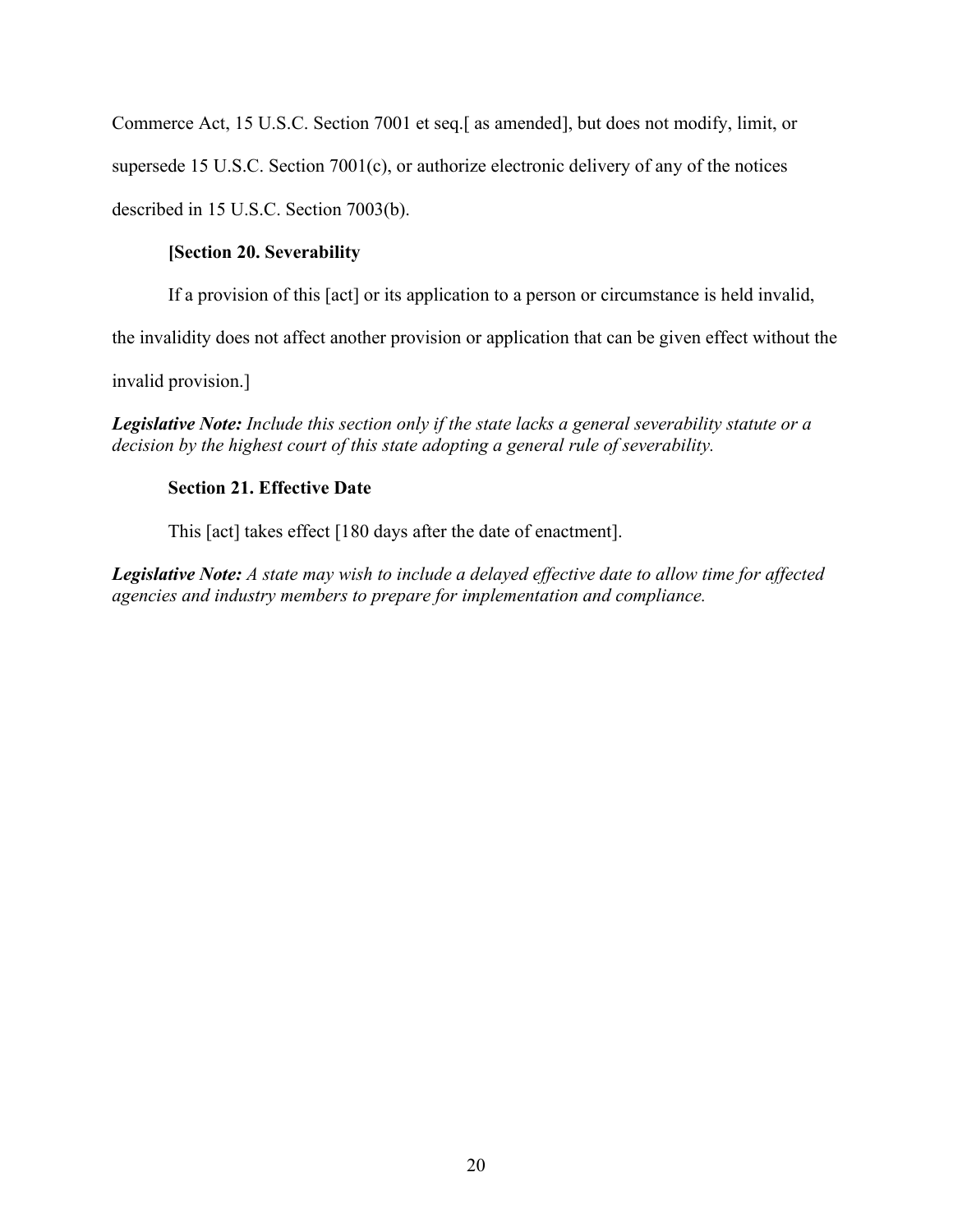Commerce Act, 15 U.S.C. Section 7001 et seq.[ as amended], but does not modify, limit, or supersede 15 U.S.C. Section 7001(c), or authorize electronic delivery of any of the notices described in 15 U.S.C. Section 7003(b).

**[Section 20. Severability**

If a provision of this [act] or its application to a person or circumstance is held invalid, the invalidity does not affect another provision or application that can be given effect without the invalid provision.]

***Legislative Note:*** *Include this section only if the state lacks a general severability statute or a decision by the highest court of this state adopting a general rule of severability.*

**Section 21. Effective Date**

This [act] takes effect [180 days after the date of enactment].

***Legislative Note:*** *A state may wish to include a delayed effective date to allow time for affected agencies and industry members to prepare for implementation and compliance.*